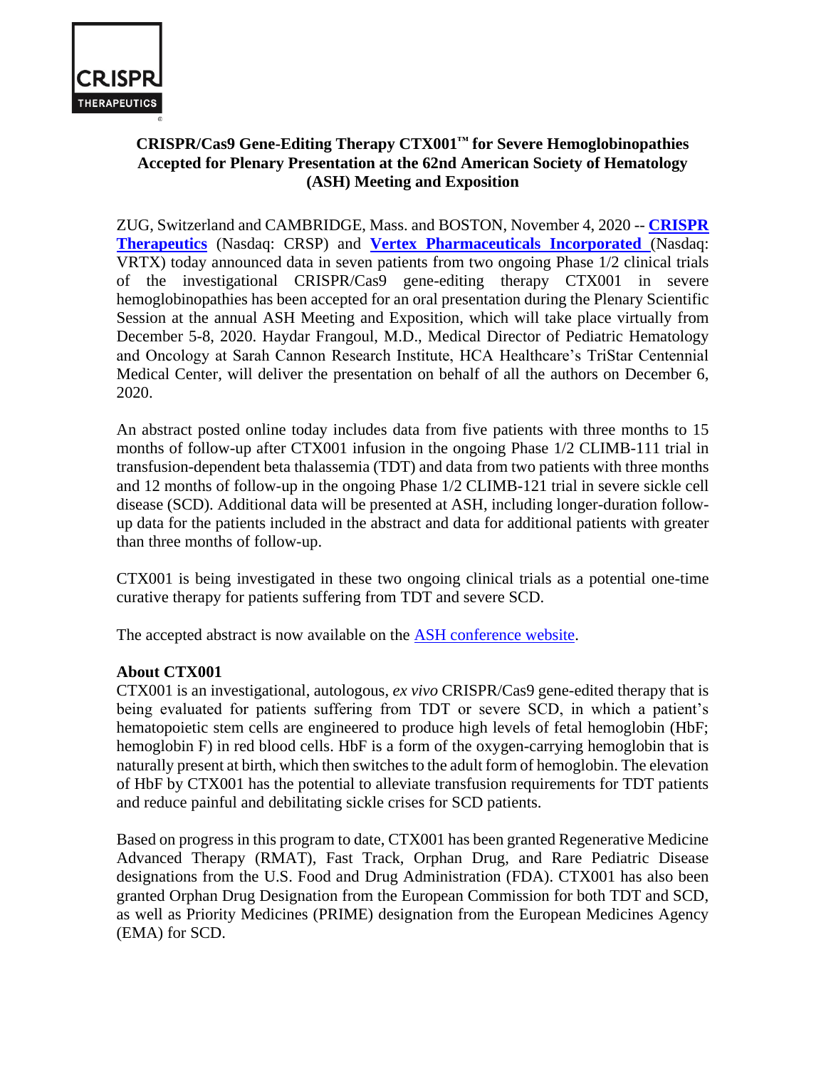# CRISPR/Cas9 Gene-Editing Therapy CTX001™ for Severe Hemoglobinopathies Accepted for Plenary Presentation at the 62nd American Society of Hematology (ASH) Meeting and Exposition

ZUG, Switzerland and CAMBRIDGE, Mass. and BOSTON, November 4, 2020 -- **CRISPR Therapeutics** (Nasdaq: CRSP) and **Vertex Pharmaceuticals Incorporated** (Nasdaq: VRTX) today announced data in seven patients from two ongoing Phase 1/2 clinical trials of the investigational CRISPR/Cas9 gene-editing therapy CTX001 in severe hemoglobinopathies has been accepted for an oral presentation during the Plenary Scientific Session at the annual ASH Meeting and Exposition, which will take place virtually from December 5-8, 2020. Haydar Frangoul, M.D., Medical Director of Pediatric Hematology and Oncology at Sarah Cannon Research Institute, HCA Healthcare's TriStar Centennial Medical Center, will deliver the presentation on behalf of all the authors on December 6, 2020.

An abstract posted online today includes data from five patients with three months to 15 months of follow-up after CTX001 infusion in the ongoing Phase 1/2 CLIMB-111 trial in transfusion-dependent beta thalassemia (TDT) and data from two patients with three months and 12 months of follow-up in the ongoing Phase 1/2 CLIMB-121 trial in severe sickle cell disease (SCD). Additional data will be presented at ASH, including longer-duration follow-up data for the patients included in the abstract and data for additional patients with greater than three months of follow-up.

CTX001 is being investigated in these two ongoing clinical trials as a potential one-time curative therapy for patients suffering from TDT and severe SCD.

The accepted abstract is now available on the ASH conference website.

**About CTX001**

CTX001 is an investigational, autologous, *ex vivo* CRISPR/Cas9 gene-edited therapy that is being evaluated for patients suffering from TDT or severe SCD, in which a patient's hematopoietic stem cells are engineered to produce high levels of fetal hemoglobin (HbF; hemoglobin F) in red blood cells. HbF is a form of the oxygen-carrying hemoglobin that is naturally present at birth, which then switches to the adult form of hemoglobin. The elevation of HbF by CTX001 has the potential to alleviate transfusion requirements for TDT patients and reduce painful and debilitating sickle crises for SCD patients.

Based on progress in this program to date, CTX001 has been granted Regenerative Medicine Advanced Therapy (RMAT), Fast Track, Orphan Drug, and Rare Pediatric Disease designations from the U.S. Food and Drug Administration (FDA). CTX001 has also been granted Orphan Drug Designation from the European Commission for both TDT and SCD, as well as Priority Medicines (PRIME) designation from the European Medicines Agency (EMA) for SCD.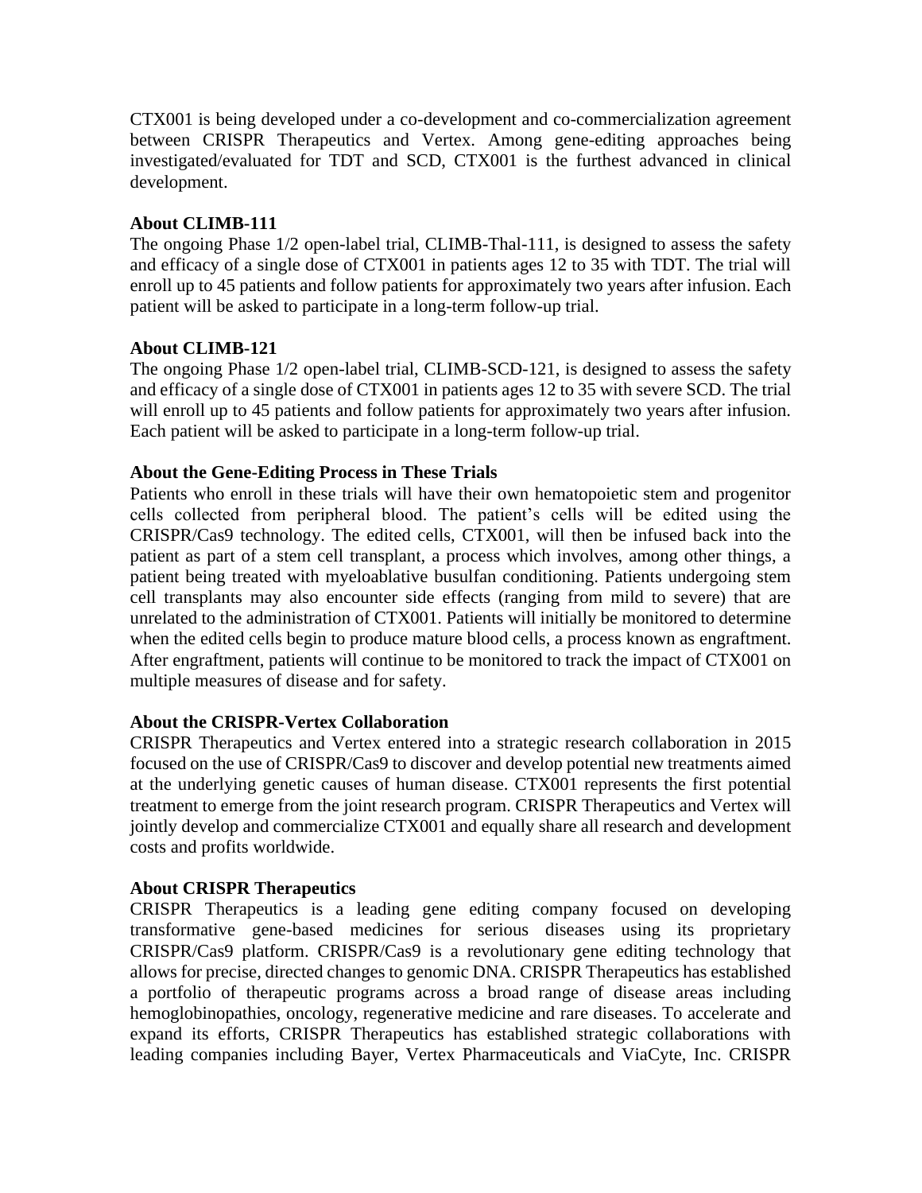CTX001 is being developed under a co-development and co-commercialization agreement between CRISPR Therapeutics and Vertex. Among gene-editing approaches being investigated/evaluated for TDT and SCD, CTX001 is the furthest advanced in clinical development.

**About CLIMB-111**

The ongoing Phase 1/2 open-label trial, CLIMB-Thal-111, is designed to assess the safety and efficacy of a single dose of CTX001 in patients ages 12 to 35 with TDT. The trial will enroll up to 45 patients and follow patients for approximately two years after infusion. Each patient will be asked to participate in a long-term follow-up trial.

**About CLIMB-121**

The ongoing Phase 1/2 open-label trial, CLIMB-SCD-121, is designed to assess the safety and efficacy of a single dose of CTX001 in patients ages 12 to 35 with severe SCD. The trial will enroll up to 45 patients and follow patients for approximately two years after infusion. Each patient will be asked to participate in a long-term follow-up trial.

**About the Gene-Editing Process in These Trials**

Patients who enroll in these trials will have their own hematopoietic stem and progenitor cells collected from peripheral blood. The patient's cells will be edited using the CRISPR/Cas9 technology. The edited cells, CTX001, will then be infused back into the patient as part of a stem cell transplant, a process which involves, among other things, a patient being treated with myeloablative busulfan conditioning. Patients undergoing stem cell transplants may also encounter side effects (ranging from mild to severe) that are unrelated to the administration of CTX001. Patients will initially be monitored to determine when the edited cells begin to produce mature blood cells, a process known as engraftment. After engraftment, patients will continue to be monitored to track the impact of CTX001 on multiple measures of disease and for safety.

**About the CRISPR-Vertex Collaboration**

CRISPR Therapeutics and Vertex entered into a strategic research collaboration in 2015 focused on the use of CRISPR/Cas9 to discover and develop potential new treatments aimed at the underlying genetic causes of human disease. CTX001 represents the first potential treatment to emerge from the joint research program. CRISPR Therapeutics and Vertex will jointly develop and commercialize CTX001 and equally share all research and development costs and profits worldwide.

**About CRISPR Therapeutics**

CRISPR Therapeutics is a leading gene editing company focused on developing transformative gene-based medicines for serious diseases using its proprietary CRISPR/Cas9 platform. CRISPR/Cas9 is a revolutionary gene editing technology that allows for precise, directed changes to genomic DNA. CRISPR Therapeutics has established a portfolio of therapeutic programs across a broad range of disease areas including hemoglobinopathies, oncology, regenerative medicine and rare diseases. To accelerate and expand its efforts, CRISPR Therapeutics has established strategic collaborations with leading companies including Bayer, Vertex Pharmaceuticals and ViaCyte, Inc. CRISPR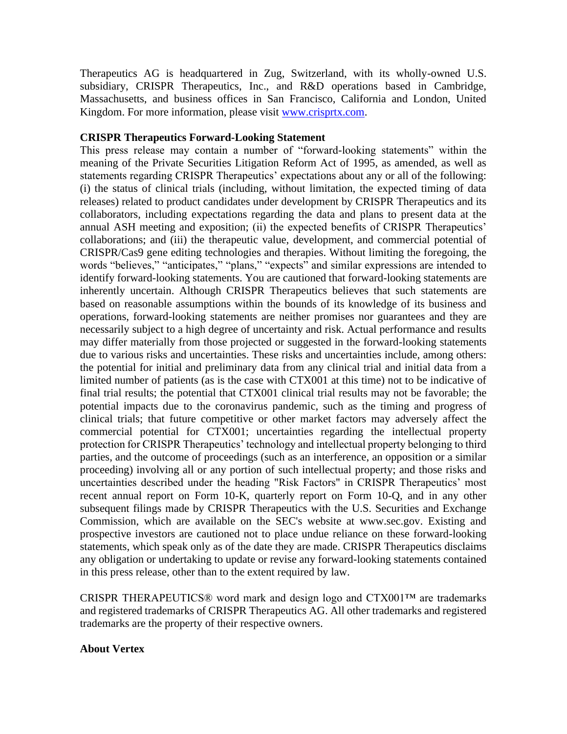Therapeutics AG is headquartered in Zug, Switzerland, with its wholly-owned U.S. subsidiary, CRISPR Therapeutics, Inc., and R&D operations based in Cambridge, Massachusetts, and business offices in San Francisco, California and London, United Kingdom. For more information, please visit [www.crisprtx.com](http://www.crisprtx.com).

**CRISPR Therapeutics Forward-Looking Statement**

This press release may contain a number of "forward-looking statements" within the meaning of the Private Securities Litigation Reform Act of 1995, as amended, as well as statements regarding CRISPR Therapeutics' expectations about any or all of the following: (i) the status of clinical trials (including, without limitation, the expected timing of data releases) related to product candidates under development by CRISPR Therapeutics and its collaborators, including expectations regarding the data and plans to present data at the annual ASH meeting and exposition; (ii) the expected benefits of CRISPR Therapeutics' collaborations; and (iii) the therapeutic value, development, and commercial potential of CRISPR/Cas9 gene editing technologies and therapies. Without limiting the foregoing, the words "believes," "anticipates," "plans," "expects" and similar expressions are intended to identify forward-looking statements. You are cautioned that forward-looking statements are inherently uncertain. Although CRISPR Therapeutics believes that such statements are based on reasonable assumptions within the bounds of its knowledge of its business and operations, forward-looking statements are neither promises nor guarantees and they are necessarily subject to a high degree of uncertainty and risk. Actual performance and results may differ materially from those projected or suggested in the forward-looking statements due to various risks and uncertainties. These risks and uncertainties include, among others: the potential for initial and preliminary data from any clinical trial and initial data from a limited number of patients (as is the case with CTX001 at this time) not to be indicative of final trial results; the potential that CTX001 clinical trial results may not be favorable; the potential impacts due to the coronavirus pandemic, such as the timing and progress of clinical trials; that future competitive or other market factors may adversely affect the commercial potential for CTX001; uncertainties regarding the intellectual property protection for CRISPR Therapeutics' technology and intellectual property belonging to third parties, and the outcome of proceedings (such as an interference, an opposition or a similar proceeding) involving all or any portion of such intellectual property; and those risks and uncertainties described under the heading "Risk Factors" in CRISPR Therapeutics' most recent annual report on Form 10-K, quarterly report on Form 10-Q, and in any other subsequent filings made by CRISPR Therapeutics with the U.S. Securities and Exchange Commission, which are available on the SEC's website at www.sec.gov. Existing and prospective investors are cautioned not to place undue reliance on these forward-looking statements, which speak only as of the date they are made. CRISPR Therapeutics disclaims any obligation or undertaking to update or revise any forward-looking statements contained in this press release, other than to the extent required by law.

CRISPR THERAPEUTICS® word mark and design logo and CTX001™ are trademarks and registered trademarks of CRISPR Therapeutics AG. All other trademarks and registered trademarks are the property of their respective owners.

**About Vertex**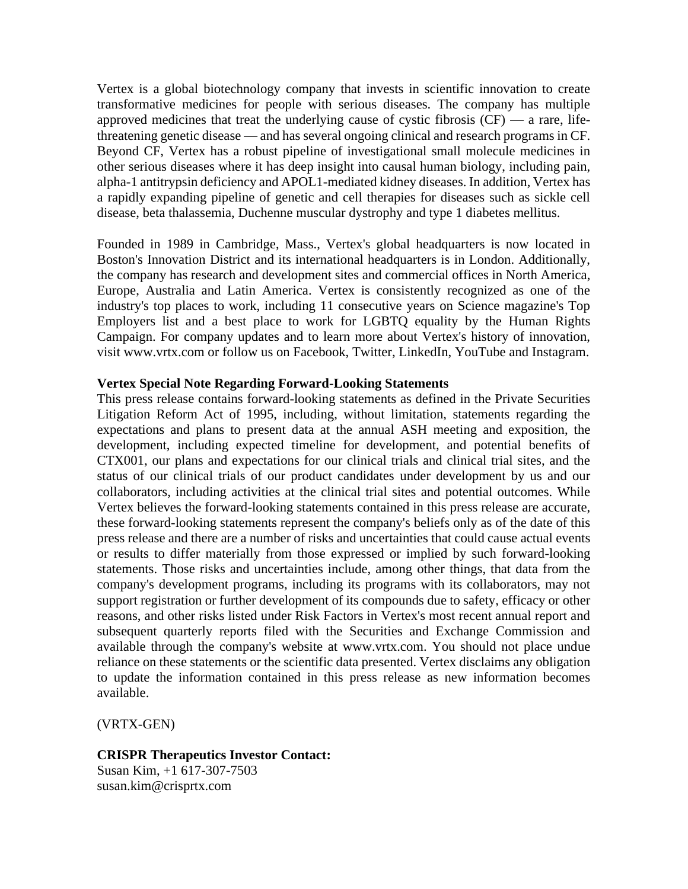Vertex is a global biotechnology company that invests in scientific innovation to create transformative medicines for people with serious diseases. The company has multiple approved medicines that treat the underlying cause of cystic fibrosis (CF) — a rare, life-threatening genetic disease — and has several ongoing clinical and research programs in CF. Beyond CF, Vertex has a robust pipeline of investigational small molecule medicines in other serious diseases where it has deep insight into causal human biology, including pain, alpha-1 antitrypsin deficiency and APOL1-mediated kidney diseases. In addition, Vertex has a rapidly expanding pipeline of genetic and cell therapies for diseases such as sickle cell disease, beta thalassemia, Duchenne muscular dystrophy and type 1 diabetes mellitus.

Founded in 1989 in Cambridge, Mass., Vertex's global headquarters is now located in Boston's Innovation District and its international headquarters is in London. Additionally, the company has research and development sites and commercial offices in North America, Europe, Australia and Latin America. Vertex is consistently recognized as one of the industry's top places to work, including 11 consecutive years on Science magazine's Top Employers list and a best place to work for LGBTQ equality by the Human Rights Campaign. For company updates and to learn more about Vertex's history of innovation, visit www.vrtx.com or follow us on Facebook, Twitter, LinkedIn, YouTube and Instagram.

**Vertex Special Note Regarding Forward-Looking Statements**

This press release contains forward-looking statements as defined in the Private Securities Litigation Reform Act of 1995, including, without limitation, statements regarding the expectations and plans to present data at the annual ASH meeting and exposition, the development, including expected timeline for development, and potential benefits of CTX001, our plans and expectations for our clinical trials and clinical trial sites, and the status of our clinical trials of our product candidates under development by us and our collaborators, including activities at the clinical trial sites and potential outcomes. While Vertex believes the forward-looking statements contained in this press release are accurate, these forward-looking statements represent the company's beliefs only as of the date of this press release and there are a number of risks and uncertainties that could cause actual events or results to differ materially from those expressed or implied by such forward-looking statements. Those risks and uncertainties include, among other things, that data from the company's development programs, including its programs with its collaborators, may not support registration or further development of its compounds due to safety, efficacy or other reasons, and other risks listed under Risk Factors in Vertex's most recent annual report and subsequent quarterly reports filed with the Securities and Exchange Commission and available through the company's website at www.vrtx.com. You should not place undue reliance on these statements or the scientific data presented. Vertex disclaims any obligation to update the information contained in this press release as new information becomes available.

(VRTX-GEN)

**CRISPR Therapeutics Investor Contact:**
Susan Kim, +1 617-307-7503
susan.kim@crisprtx.com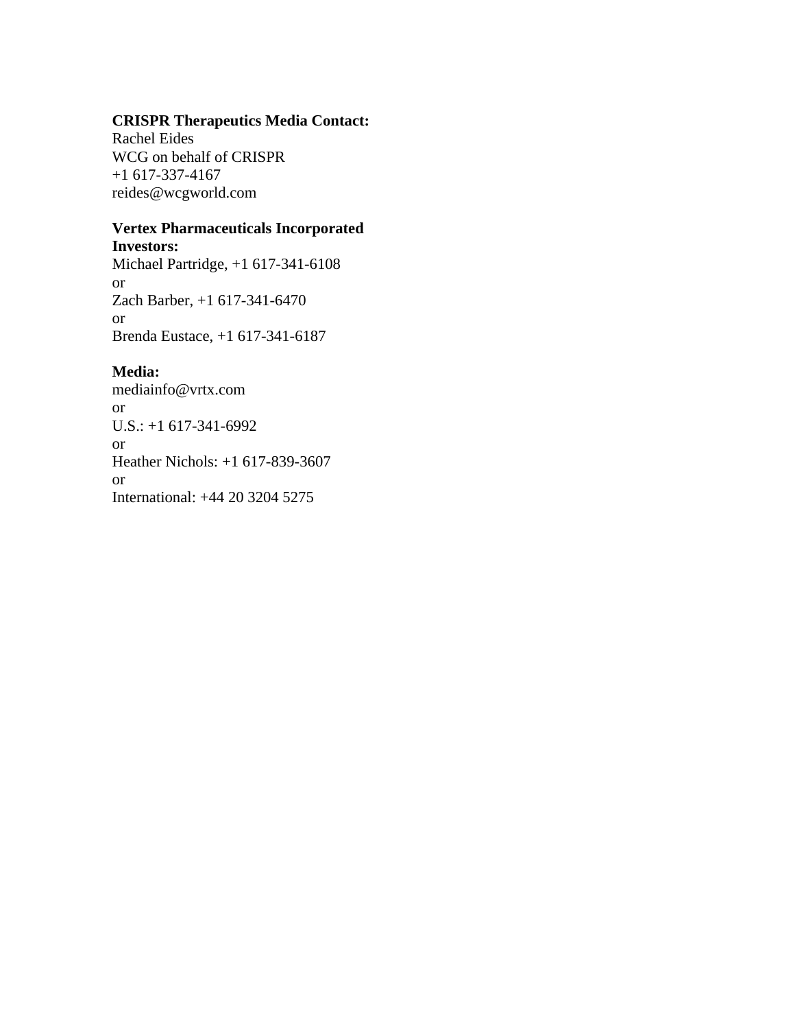**CRISPR Therapeutics Media Contact:**
Rachel Eides
WCG on behalf of CRISPR
+1 617-337-4167
reides@wcgworld.com

**Vertex Pharmaceuticals Incorporated**
**Investors:**
Michael Partridge, +1 617-341-6108
or
Zach Barber, +1 617-341-6470
or
Brenda Eustace, +1 617-341-6187

**Media:**
mediainfo@vrtx.com
or
U.S.: +1 617-341-6992
or
Heather Nichols: +1 617-839-3607
or
International: +44 20 3204 5275